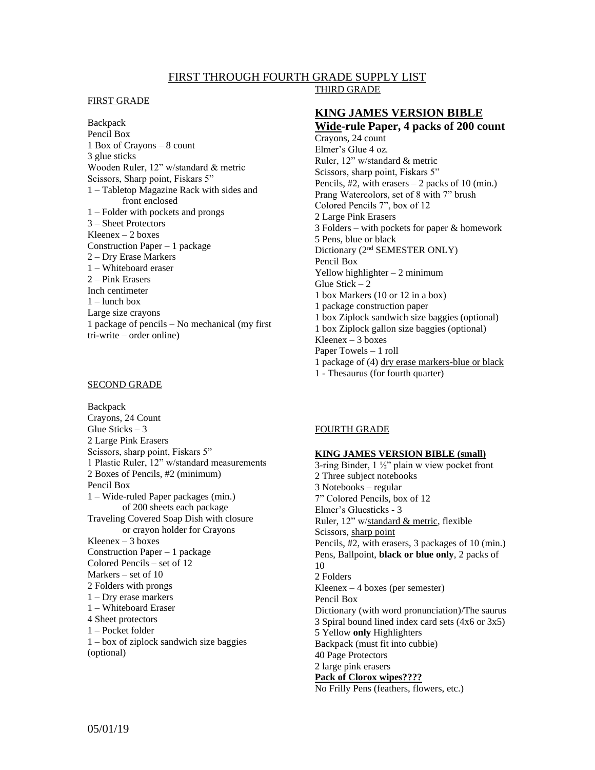# FIRST THROUGH FOURTH GRADE SUPPLY LIST

## FIRST GRADE

Backpack
Pencil Box
1 Box of Crayons – 8 count
3 glue sticks
Wooden Ruler, 12" w/standard & metric
Scissors, Sharp point, Fiskars 5"
1 – Tabletop Magazine Rack with sides and front enclosed
1 – Folder with pockets and prongs
3 – Sheet Protectors
Kleenex – 2 boxes
Construction Paper – 1 package
2 – Dry Erase Markers
1 – Whiteboard eraser
2 – Pink Erasers
Inch centimeter
1 – lunch box
Large size crayons
1 package of pencils – No mechanical (my first tri-write – order online)

## SECOND GRADE

Backpack
Crayons, 24 Count
Glue Sticks – 3
2 Large Pink Erasers
Scissors, sharp point, Fiskars 5"
1 Plastic Ruler, 12" w/standard measurements
2 Boxes of Pencils, #2 (minimum)
Pencil Box
1 – Wide-ruled Paper packages (min.) of 200 sheets each package
Traveling Covered Soap Dish with closure or crayon holder for Crayons
Kleenex – 3 boxes
Construction Paper – 1 package
Colored Pencils – set of 12
Markers – set of 10
2 Folders with prongs
1 – Dry erase markers
1 – Whiteboard Eraser
4 Sheet protectors
1 – Pocket folder
1 – box of ziplock sandwich size baggies (optional)

## THIRD GRADE

**KING JAMES VERSION BIBLE**
**Wide-rule Paper, 4 packs of 200 count**
Crayons, 24 count
Elmer's Glue 4 oz.
Ruler, 12" w/standard & metric
Scissors, sharp point, Fiskars 5"
Pencils, #2, with erasers – 2 packs of 10 (min.)
Prang Watercolors, set of 8 with 7" brush
Colored Pencils 7", box of 12
2 Large Pink Erasers
3 Folders – with pockets for paper & homework
5 Pens, blue or black
Dictionary (2nd SEMESTER ONLY)
Pencil Box
Yellow highlighter – 2 minimum
Glue Stick – 2
1 box Markers (10 or 12 in a box)
1 package construction paper
1 box Ziplock sandwich size baggies (optional)
1 box Ziplock gallon size baggies (optional)
Kleenex – 3 boxes
Paper Towels – 1 roll
1 package of (4) dry erase markers-blue or black
1 - Thesaurus (for fourth quarter)

## FOURTH GRADE

**KING JAMES VERSION BIBLE (small)**
3-ring Binder, 1 ½" plain w view pocket front
2 Three subject notebooks
3 Notebooks – regular
7" Colored Pencils, box of 12
Elmer's Gluesticks - 3
Ruler, 12" w/standard & metric, flexible
Scissors, sharp point
Pencils, #2, with erasers, 3 packages of 10 (min.)
Pens, Ballpoint, **black or blue only**, 2 packs of 10
2 Folders
Kleenex – 4 boxes (per semester)
Pencil Box
Dictionary (with word pronunciation)/The saurus
3 Spiral bound lined index card sets (4x6 or 3x5)
5 Yellow **only** Highlighters
Backpack (must fit into cubbie)
40 Page Protectors
2 large pink erasers
**Pack of Clorox wipes????**
No Frilly Pens (feathers, flowers, etc.)

05/01/19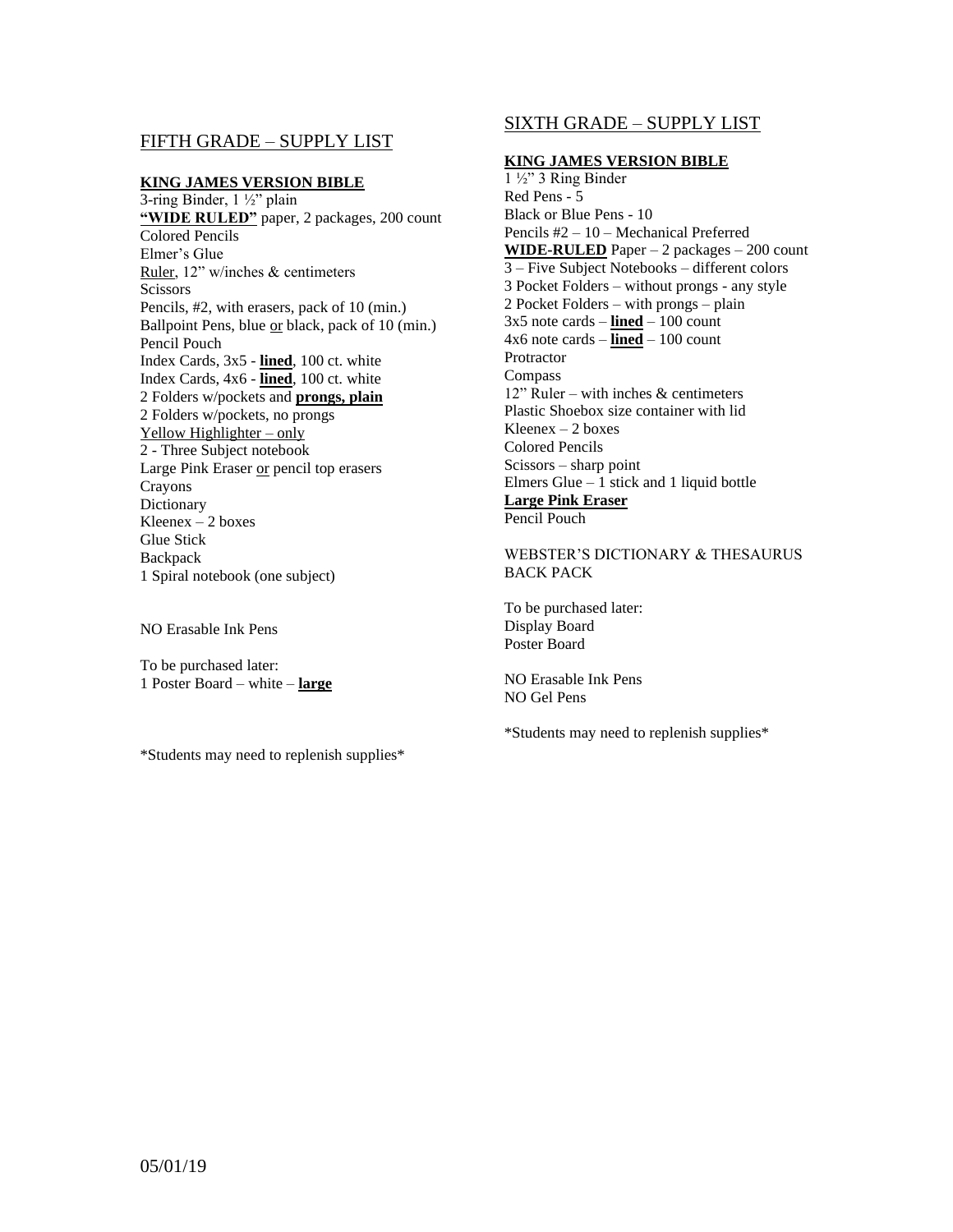## FIFTH GRADE – SUPPLY LIST

**KING JAMES VERSION BIBLE**

3-ring Binder, 1 ½" plain
**"WIDE RULED"** paper, 2 packages, 200 count
Colored Pencils
Elmer's Glue
Ruler, 12" w/inches & centimeters
Scissors
Pencils, #2, with erasers, pack of 10 (min.)
Ballpoint Pens, blue or black, pack of 10 (min.)
Pencil Pouch
Index Cards, 3x5 - **lined**, 100 ct. white
Index Cards, 4x6 - **lined**, 100 ct. white
2 Folders w/pockets and **prongs, plain**
2 Folders w/pockets, no prongs
Yellow Highlighter – only
2 - Three Subject notebook
Large Pink Eraser or pencil top erasers
Crayons
Dictionary
Kleenex – 2 boxes
Glue Stick
Backpack
1 Spiral notebook (one subject)

NO Erasable Ink Pens

To be purchased later:
1 Poster Board – white – **large**

*Students may need to replenish supplies*

## SIXTH GRADE – SUPPLY LIST

**KING JAMES VERSION BIBLE**

1 ½" 3 Ring Binder
Red Pens - 5
Black or Blue Pens - 10
Pencils #2 – 10 – Mechanical Preferred
**WIDE-RULED** Paper – 2 packages – 200 count
3 – Five Subject Notebooks – different colors
3 Pocket Folders – without prongs - any style
2 Pocket Folders – with prongs – plain
3x5 note cards – **lined** – 100 count
4x6 note cards – **lined** – 100 count
Protractor
Compass
12" Ruler – with inches & centimeters
Plastic Shoebox size container with lid
Kleenex – 2 boxes
Colored Pencils
Scissors – sharp point
Elmers Glue – 1 stick and 1 liquid bottle
**Large Pink Eraser**
Pencil Pouch

WEBSTER'S DICTIONARY & THESAURUS
BACK PACK

To be purchased later:
Display Board
Poster Board

NO Erasable Ink Pens
NO Gel Pens

*Students may need to replenish supplies*

05/01/19